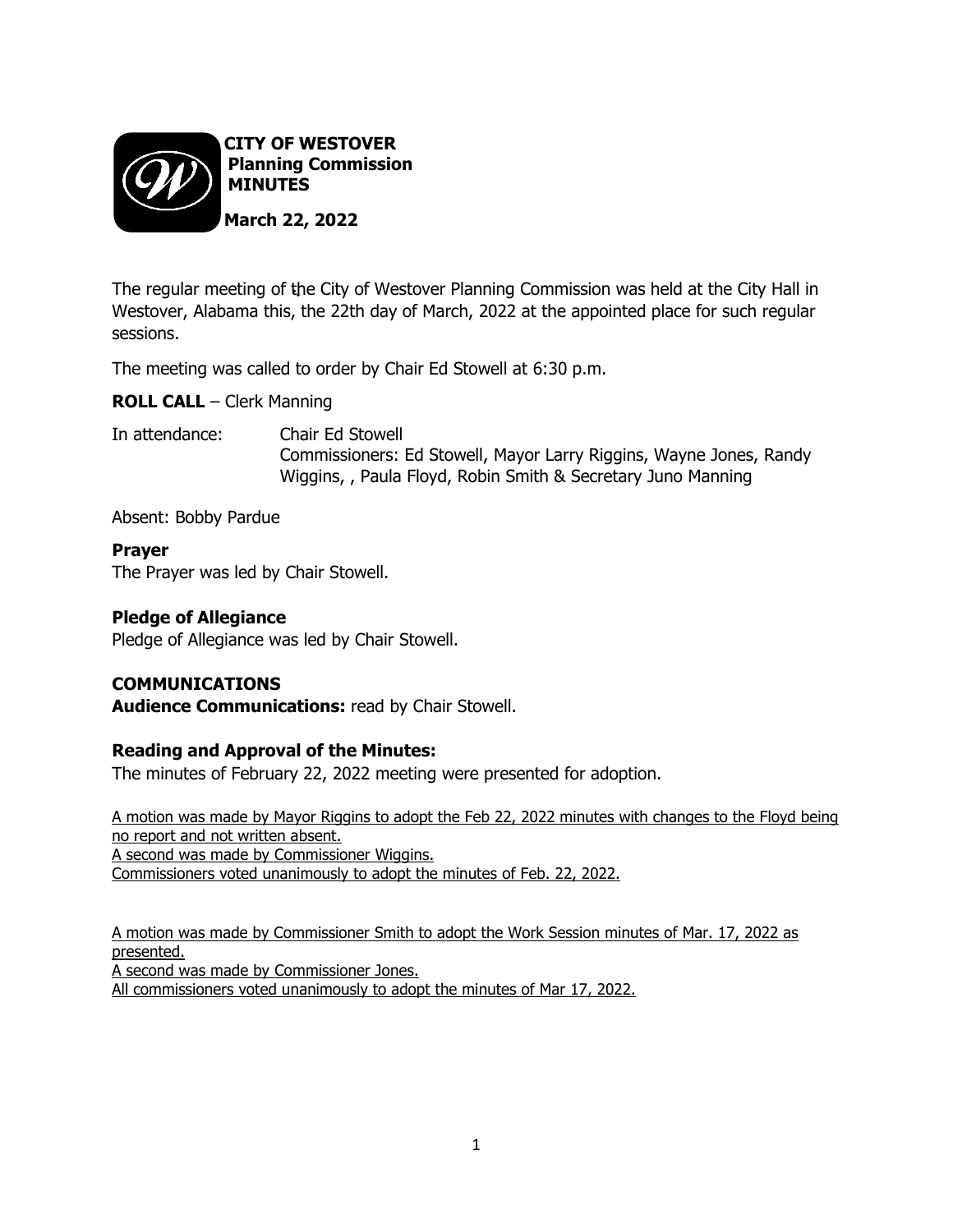**CITY OF WESTOVER**
**Planning Commission**
**MINUTES**

**March 22, 2022**

The regular meeting of the City of Westover Planning Commission was held at the City Hall in Westover, Alabama this, the 22th day of March, 2022 at the appointed place for such regular sessions.

The meeting was called to order by Chair Ed Stowell at 6:30 p.m.

**ROLL CALL** – Clerk Manning

In attendance: Chair Ed Stowell
Commissioners: Ed Stowell, Mayor Larry Riggins, Wayne Jones, Randy Wiggins, , Paula Floyd, Robin Smith & Secretary Juno Manning

Absent: Bobby Pardue

**Prayer**
The Prayer was led by Chair Stowell.

**Pledge of Allegiance**
Pledge of Allegiance was led by Chair Stowell.

**COMMUNICATIONS**
**Audience Communications:** read by Chair Stowell.

**Reading and Approval of the Minutes:**
The minutes of February 22, 2022 meeting were presented for adoption.

<u>A motion was made by Mayor Riggins to adopt the Feb 22, 2022 minutes with changes to the Floyd being no report and not written absent.</u>
<u>A second was made by Commissioner Wiggins.</u>
<u>Commissioners voted unanimously to adopt the minutes of Feb. 22, 2022.</u>

<u>A motion was made by Commissioner Smith to adopt the Work Session minutes of Mar. 17, 2022 as presented.</u>
<u>A second was made by Commissioner Jones.</u>
<u>All commissioners voted unanimously to adopt the minutes of Mar 17, 2022.</u>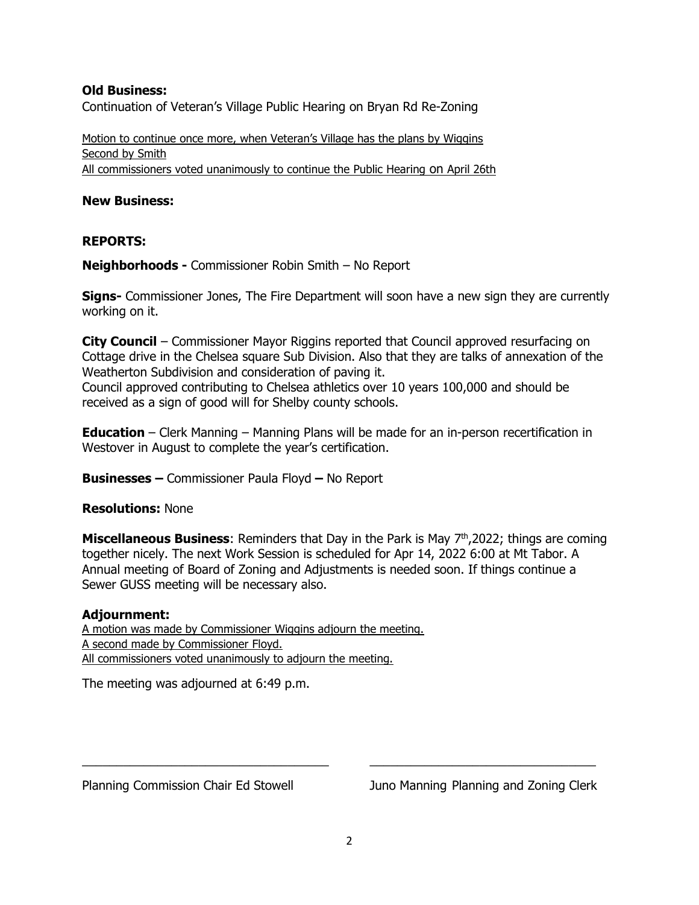**Old Business:**

Continuation of Veteran's Village Public Hearing on Bryan Rd Re-Zoning

<u>Motion to continue once more, when Veteran's Village has the plans by Wiggins</u>
<u>Second by Smith</u>
<u>All commissioners voted unanimously to continue the Public Hearing on April 26th</u>

**New Business:**

**REPORTS:**

**Neighborhoods -** Commissioner Robin Smith – No Report

**Signs-** Commissioner Jones, The Fire Department will soon have a new sign they are currently working on it.

**City Council** – Commissioner Mayor Riggins reported that Council approved resurfacing on Cottage drive in the Chelsea square Sub Division. Also that they are talks of annexation of the Weatherton Subdivision and consideration of paving it.
Council approved contributing to Chelsea athletics over 10 years 100,000 and should be received as a sign of good will for Shelby county schools.

**Education** – Clerk Manning – Manning Plans will be made for an in-person recertification in Westover in August to complete the year's certification.

**Businesses –** Commissioner Paula Floyd **–** No Report

**Resolutions:** None

**Miscellaneous Business**: Reminders that Day in the Park is May 7th,2022; things are coming together nicely. The next Work Session is scheduled for Apr 14, 2022 6:00 at Mt Tabor. A Annual meeting of Board of Zoning and Adjustments is needed soon. If things continue a Sewer GUSS meeting will be necessary also.

**Adjournment:**

<u>A motion was made by Commissioner Wiggins adjourn the meeting.</u>
<u>A second made by Commissioner Floyd.</u>
<u>All commissioners voted unanimously to adjourn the meeting.</u>

The meeting was adjourned at 6:49 p.m.

\_\_\_\_\_\_\_\_\_\_\_\_\_\_\_\_\_\_\_\_\_\_\_\_\_\_\_\_\_\_\_\_\_\_\_\_ \_\_\_\_\_\_\_\_\_\_\_\_\_\_\_\_\_\_\_\_\_\_\_\_\_\_\_\_\_\_\_\_\_\_\_\_

Planning Commission Chair Ed Stowell     Juno Manning Planning and Zoning Clerk